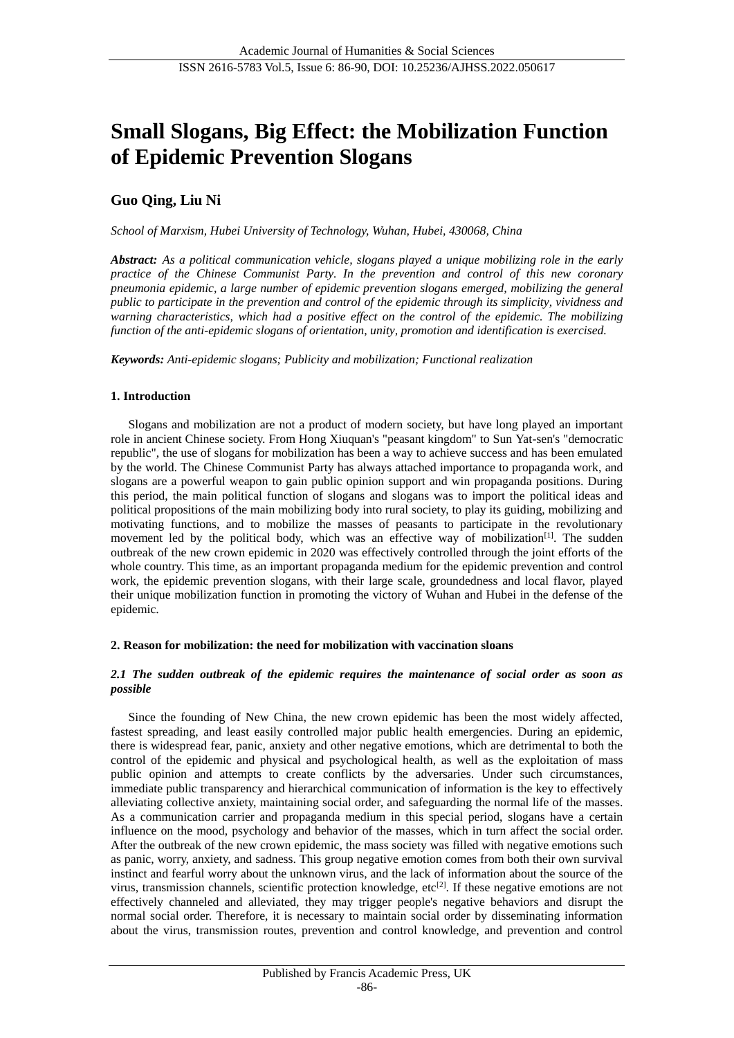# Small Slogans, Big Effect: the Mobilization Function of Epidemic Prevention Slogans

**Guo Qing, Liu Ni**

*School of Marxism, Hubei University of Technology, Wuhan, Hubei, 430068, China*

***Abstract:*** *As a political communication vehicle, slogans played a unique mobilizing role in the early practice of the Chinese Communist Party. In the prevention and control of this new coronary pneumonia epidemic, a large number of epidemic prevention slogans emerged, mobilizing the general public to participate in the prevention and control of the epidemic through its simplicity, vividness and warning characteristics, which had a positive effect on the control of the epidemic. The mobilizing function of the anti-epidemic slogans of orientation, unity, promotion and identification is exercised.*

***Keywords:*** *Anti-epidemic slogans; Publicity and mobilization; Functional realization*

## 1. Introduction

Slogans and mobilization are not a product of modern society, but have long played an important role in ancient Chinese society. From Hong Xiuquan's "peasant kingdom" to Sun Yat-sen's "democratic republic", the use of slogans for mobilization has been a way to achieve success and has been emulated by the world. The Chinese Communist Party has always attached importance to propaganda work, and slogans are a powerful weapon to gain public opinion support and win propaganda positions. During this period, the main political function of slogans and slogans was to import the political ideas and political propositions of the main mobilizing body into rural society, to play its guiding, mobilizing and motivating functions, and to mobilize the masses of peasants to participate in the revolutionary movement led by the political body, which was an effective way of mobilization[1]. The sudden outbreak of the new crown epidemic in 2020 was effectively controlled through the joint efforts of the whole country. This time, as an important propaganda medium for the epidemic prevention and control work, the epidemic prevention slogans, with their large scale, groundedness and local flavor, played their unique mobilization function in promoting the victory of Wuhan and Hubei in the defense of the epidemic.

## 2. Reason for mobilization: the need for mobilization with vaccination sloans

### *2.1 The sudden outbreak of the epidemic requires the maintenance of social order as soon as possible*

Since the founding of New China, the new crown epidemic has been the most widely affected, fastest spreading, and least easily controlled major public health emergencies. During an epidemic, there is widespread fear, panic, anxiety and other negative emotions, which are detrimental to both the control of the epidemic and physical and psychological health, as well as the exploitation of mass public opinion and attempts to create conflicts by the adversaries. Under such circumstances, immediate public transparency and hierarchical communication of information is the key to effectively alleviating collective anxiety, maintaining social order, and safeguarding the normal life of the masses. As a communication carrier and propaganda medium in this special period, slogans have a certain influence on the mood, psychology and behavior of the masses, which in turn affect the social order. After the outbreak of the new crown epidemic, the mass society was filled with negative emotions such as panic, worry, anxiety, and sadness. This group negative emotion comes from both their own survival instinct and fearful worry about the unknown virus, and the lack of information about the source of the virus, transmission channels, scientific protection knowledge, etc[2]. If these negative emotions are not effectively channeled and alleviated, they may trigger people's negative behaviors and disrupt the normal social order. Therefore, it is necessary to maintain social order by disseminating information about the virus, transmission routes, prevention and control knowledge, and prevention and control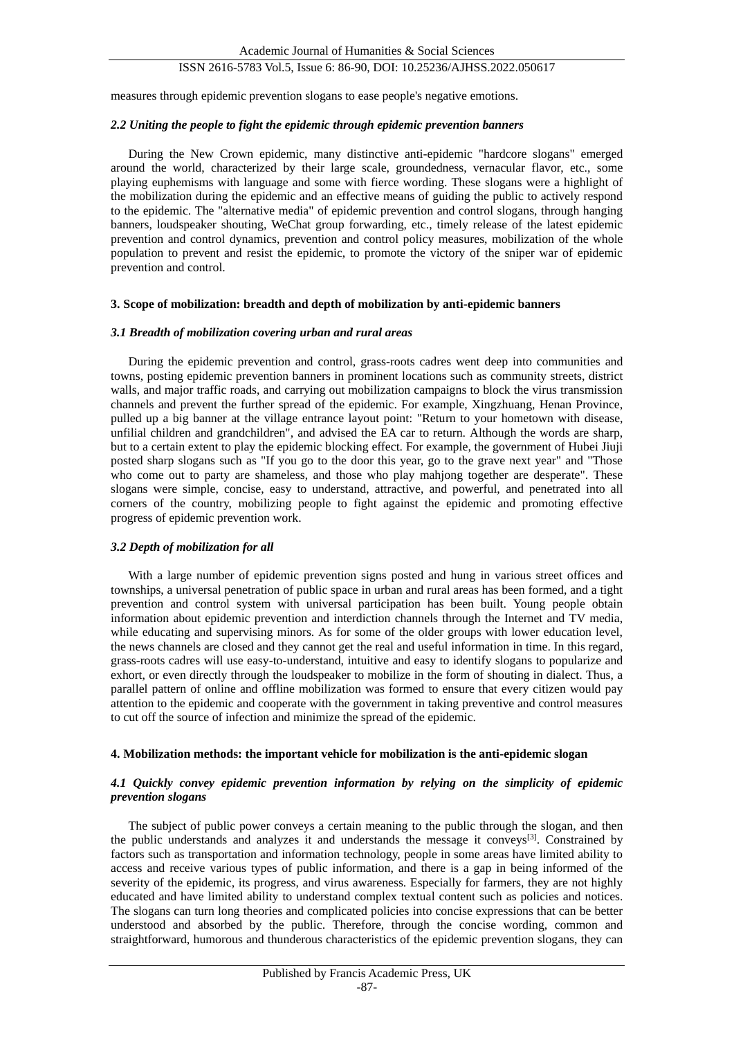measures through epidemic prevention slogans to ease people's negative emotions.

### *2.2 Uniting the people to fight the epidemic through epidemic prevention banners*

During the New Crown epidemic, many distinctive anti-epidemic "hardcore slogans" emerged around the world, characterized by their large scale, groundedness, vernacular flavor, etc., some playing euphemisms with language and some with fierce wording. These slogans were a highlight of the mobilization during the epidemic and an effective means of guiding the public to actively respond to the epidemic. The "alternative media" of epidemic prevention and control slogans, through hanging banners, loudspeaker shouting, WeChat group forwarding, etc., timely release of the latest epidemic prevention and control dynamics, prevention and control policy measures, mobilization of the whole population to prevent and resist the epidemic, to promote the victory of the sniper war of epidemic prevention and control.

## 3. Scope of mobilization: breadth and depth of mobilization by anti-epidemic banners

### *3.1 Breadth of mobilization covering urban and rural areas*

During the epidemic prevention and control, grass-roots cadres went deep into communities and towns, posting epidemic prevention banners in prominent locations such as community streets, district walls, and major traffic roads, and carrying out mobilization campaigns to block the virus transmission channels and prevent the further spread of the epidemic. For example, Xingzhuang, Henan Province, pulled up a big banner at the village entrance layout point: "Return to your hometown with disease, unfilial children and grandchildren", and advised the EA car to return. Although the words are sharp, but to a certain extent to play the epidemic blocking effect. For example, the government of Hubei Jiuji posted sharp slogans such as "If you go to the door this year, go to the grave next year" and "Those who come out to party are shameless, and those who play mahjong together are desperate". These slogans were simple, concise, easy to understand, attractive, and powerful, and penetrated into all corners of the country, mobilizing people to fight against the epidemic and promoting effective progress of epidemic prevention work.

### *3.2 Depth of mobilization for all*

With a large number of epidemic prevention signs posted and hung in various street offices and townships, a universal penetration of public space in urban and rural areas has been formed, and a tight prevention and control system with universal participation has been built. Young people obtain information about epidemic prevention and interdiction channels through the Internet and TV media, while educating and supervising minors. As for some of the older groups with lower education level, the news channels are closed and they cannot get the real and useful information in time. In this regard, grass-roots cadres will use easy-to-understand, intuitive and easy to identify slogans to popularize and exhort, or even directly through the loudspeaker to mobilize in the form of shouting in dialect. Thus, a parallel pattern of online and offline mobilization was formed to ensure that every citizen would pay attention to the epidemic and cooperate with the government in taking preventive and control measures to cut off the source of infection and minimize the spread of the epidemic.

## 4. Mobilization methods: the important vehicle for mobilization is the anti-epidemic slogan

### *4.1 Quickly convey epidemic prevention information by relying on the simplicity of epidemic prevention slogans*

The subject of public power conveys a certain meaning to the public through the slogan, and then the public understands and analyzes it and understands the message it conveys[3]. Constrained by factors such as transportation and information technology, people in some areas have limited ability to access and receive various types of public information, and there is a gap in being informed of the severity of the epidemic, its progress, and virus awareness. Especially for farmers, they are not highly educated and have limited ability to understand complex textual content such as policies and notices. The slogans can turn long theories and complicated policies into concise expressions that can be better understood and absorbed by the public. Therefore, through the concise wording, common and straightforward, humorous and thunderous characteristics of the epidemic prevention slogans, they can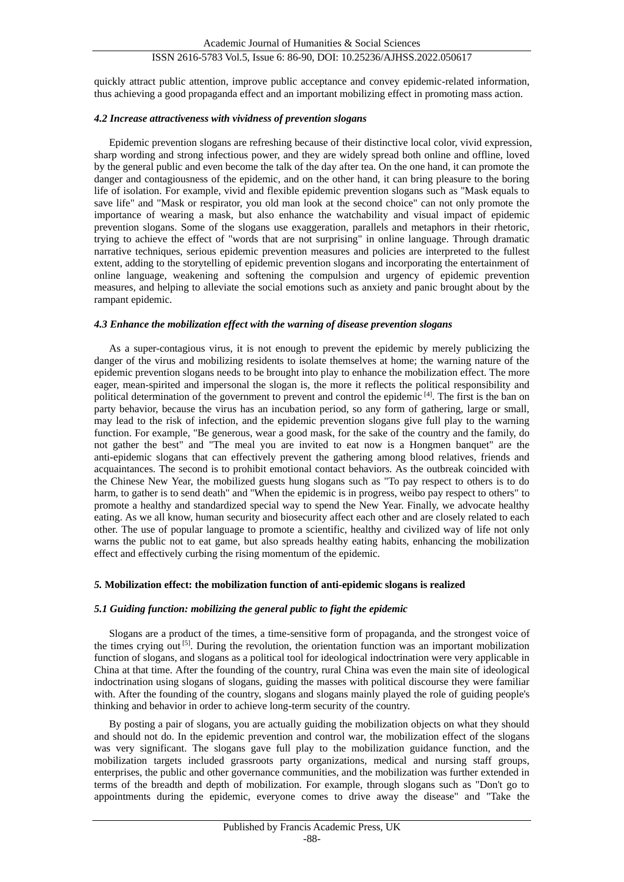quickly attract public attention, improve public acceptance and convey epidemic-related information, thus achieving a good propaganda effect and an important mobilizing effect in promoting mass action.

### *4.2 Increase attractiveness with vividness of prevention slogans*

Epidemic prevention slogans are refreshing because of their distinctive local color, vivid expression, sharp wording and strong infectious power, and they are widely spread both online and offline, loved by the general public and even become the talk of the day after tea. On the one hand, it can promote the danger and contagiousness of the epidemic, and on the other hand, it can bring pleasure to the boring life of isolation. For example, vivid and flexible epidemic prevention slogans such as "Mask equals to save life" and "Mask or respirator, you old man look at the second choice" can not only promote the importance of wearing a mask, but also enhance the watchability and visual impact of epidemic prevention slogans. Some of the slogans use exaggeration, parallels and metaphors in their rhetoric, trying to achieve the effect of "words that are not surprising" in online language. Through dramatic narrative techniques, serious epidemic prevention measures and policies are interpreted to the fullest extent, adding to the storytelling of epidemic prevention slogans and incorporating the entertainment of online language, weakening and softening the compulsion and urgency of epidemic prevention measures, and helping to alleviate the social emotions such as anxiety and panic brought about by the rampant epidemic.

### *4.3 Enhance the mobilization effect with the warning of disease prevention slogans*

As a super-contagious virus, it is not enough to prevent the epidemic by merely publicizing the danger of the virus and mobilizing residents to isolate themselves at home; the warning nature of the epidemic prevention slogans needs to be brought into play to enhance the mobilization effect. The more eager, mean-spirited and impersonal the slogan is, the more it reflects the political responsibility and political determination of the government to prevent and control the epidemic [4]. The first is the ban on party behavior, because the virus has an incubation period, so any form of gathering, large or small, may lead to the risk of infection, and the epidemic prevention slogans give full play to the warning function. For example, "Be generous, wear a good mask, for the sake of the country and the family, do not gather the best" and "The meal you are invited to eat now is a Hongmen banquet" are the anti-epidemic slogans that can effectively prevent the gathering among blood relatives, friends and acquaintances. The second is to prohibit emotional contact behaviors. As the outbreak coincided with the Chinese New Year, the mobilized guests hung slogans such as "To pay respect to others is to do harm, to gather is to send death" and "When the epidemic is in progress, weibo pay respect to others" to promote a healthy and standardized special way to spend the New Year. Finally, we advocate healthy eating. As we all know, human security and biosecurity affect each other and are closely related to each other. The use of popular language to promote a scientific, healthy and civilized way of life not only warns the public not to eat game, but also spreads healthy eating habits, enhancing the mobilization effect and effectively curbing the rising momentum of the epidemic.

## *5.* **Mobilization effect: the mobilization function of anti-epidemic slogans is realized**

### *5.1 Guiding function: mobilizing the general public to fight the epidemic*

Slogans are a product of the times, a time-sensitive form of propaganda, and the strongest voice of the times crying out [5]. During the revolution, the orientation function was an important mobilization function of slogans, and slogans as a political tool for ideological indoctrination were very applicable in China at that time. After the founding of the country, rural China was even the main site of ideological indoctrination using slogans of slogans, guiding the masses with political discourse they were familiar with. After the founding of the country, slogans and slogans mainly played the role of guiding people's thinking and behavior in order to achieve long-term security of the country.

By posting a pair of slogans, you are actually guiding the mobilization objects on what they should and should not do. In the epidemic prevention and control war, the mobilization effect of the slogans was very significant. The slogans gave full play to the mobilization guidance function, and the mobilization targets included grassroots party organizations, medical and nursing staff groups, enterprises, the public and other governance communities, and the mobilization was further extended in terms of the breadth and depth of mobilization. For example, through slogans such as "Don't go to appointments during the epidemic, everyone comes to drive away the disease" and "Take the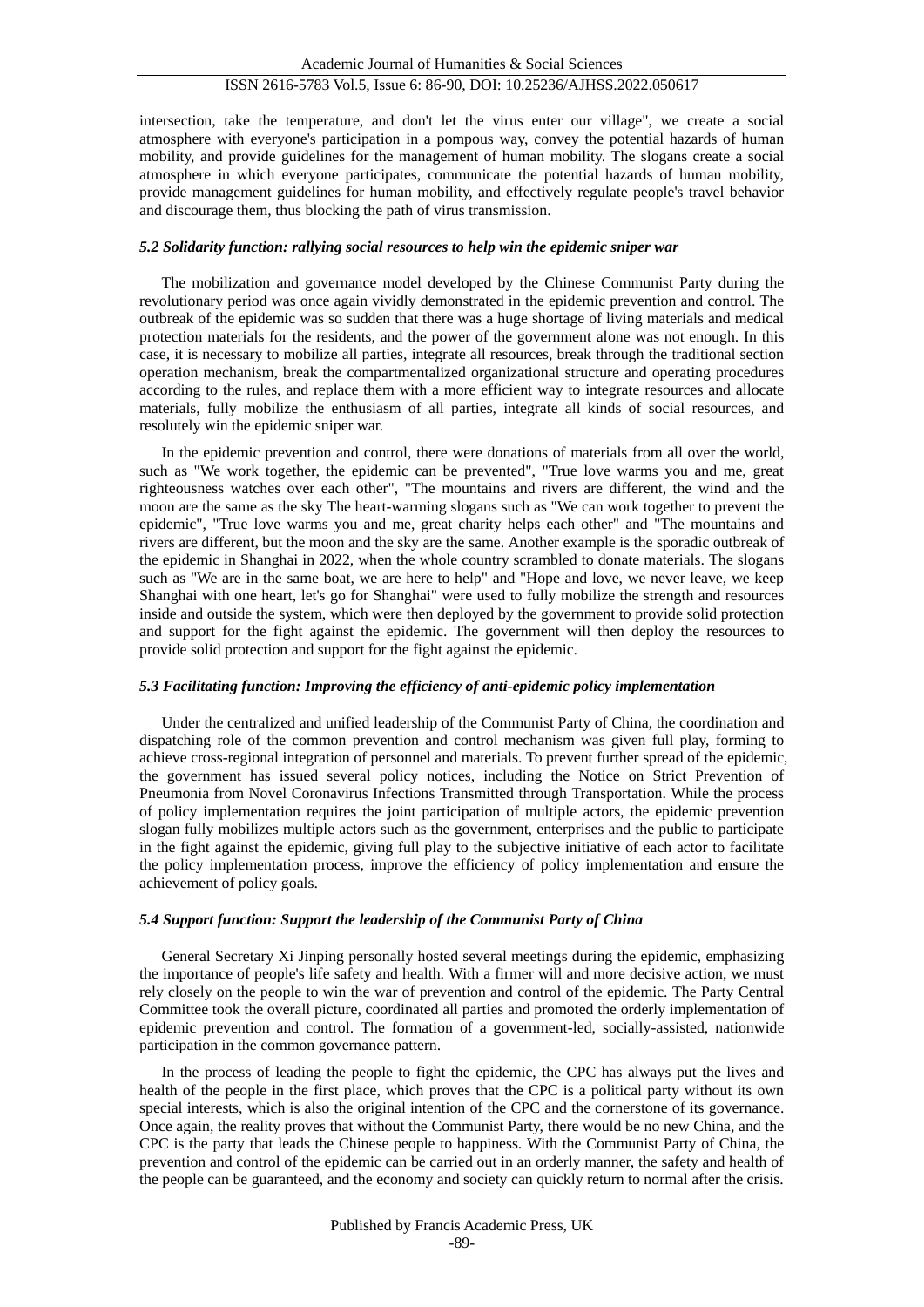intersection, take the temperature, and don't let the virus enter our village", we create a social atmosphere with everyone's participation in a pompous way, convey the potential hazards of human mobility, and provide guidelines for the management of human mobility. The slogans create a social atmosphere in which everyone participates, communicate the potential hazards of human mobility, provide management guidelines for human mobility, and effectively regulate people's travel behavior and discourage them, thus blocking the path of virus transmission.

### *5.2 Solidarity function: rallying social resources to help win the epidemic sniper war*

The mobilization and governance model developed by the Chinese Communist Party during the revolutionary period was once again vividly demonstrated in the epidemic prevention and control. The outbreak of the epidemic was so sudden that there was a huge shortage of living materials and medical protection materials for the residents, and the power of the government alone was not enough. In this case, it is necessary to mobilize all parties, integrate all resources, break through the traditional section operation mechanism, break the compartmentalized organizational structure and operating procedures according to the rules, and replace them with a more efficient way to integrate resources and allocate materials, fully mobilize the enthusiasm of all parties, integrate all kinds of social resources, and resolutely win the epidemic sniper war.

In the epidemic prevention and control, there were donations of materials from all over the world, such as "We work together, the epidemic can be prevented", "True love warms you and me, great righteousness watches over each other", "The mountains and rivers are different, the wind and the moon are the same as the sky The heart-warming slogans such as "We can work together to prevent the epidemic", "True love warms you and me, great charity helps each other" and "The mountains and rivers are different, but the moon and the sky are the same. Another example is the sporadic outbreak of the epidemic in Shanghai in 2022, when the whole country scrambled to donate materials. The slogans such as "We are in the same boat, we are here to help" and "Hope and love, we never leave, we keep Shanghai with one heart, let's go for Shanghai" were used to fully mobilize the strength and resources inside and outside the system, which were then deployed by the government to provide solid protection and support for the fight against the epidemic. The government will then deploy the resources to provide solid protection and support for the fight against the epidemic.

### *5.3 Facilitating function: Improving the efficiency of anti-epidemic policy implementation*

Under the centralized and unified leadership of the Communist Party of China, the coordination and dispatching role of the common prevention and control mechanism was given full play, forming to achieve cross-regional integration of personnel and materials. To prevent further spread of the epidemic, the government has issued several policy notices, including the Notice on Strict Prevention of Pneumonia from Novel Coronavirus Infections Transmitted through Transportation. While the process of policy implementation requires the joint participation of multiple actors, the epidemic prevention slogan fully mobilizes multiple actors such as the government, enterprises and the public to participate in the fight against the epidemic, giving full play to the subjective initiative of each actor to facilitate the policy implementation process, improve the efficiency of policy implementation and ensure the achievement of policy goals.

### *5.4 Support function: Support the leadership of the Communist Party of China*

General Secretary Xi Jinping personally hosted several meetings during the epidemic, emphasizing the importance of people's life safety and health. With a firmer will and more decisive action, we must rely closely on the people to win the war of prevention and control of the epidemic. The Party Central Committee took the overall picture, coordinated all parties and promoted the orderly implementation of epidemic prevention and control. The formation of a government-led, socially-assisted, nationwide participation in the common governance pattern.

In the process of leading the people to fight the epidemic, the CPC has always put the lives and health of the people in the first place, which proves that the CPC is a political party without its own special interests, which is also the original intention of the CPC and the cornerstone of its governance. Once again, the reality proves that without the Communist Party, there would be no new China, and the CPC is the party that leads the Chinese people to happiness. With the Communist Party of China, the prevention and control of the epidemic can be carried out in an orderly manner, the safety and health of the people can be guaranteed, and the economy and society can quickly return to normal after the crisis.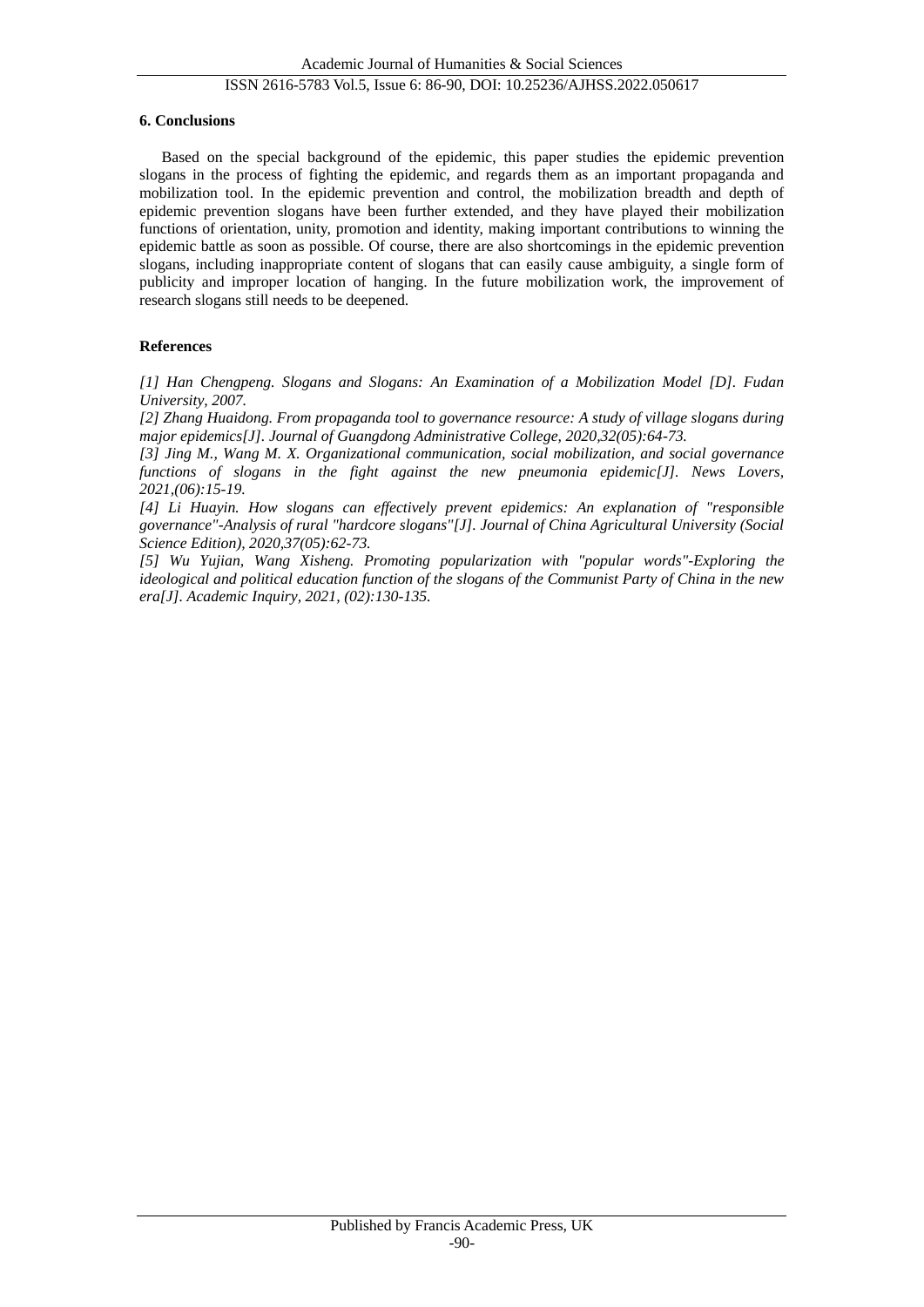## 6. Conclusions

Based on the special background of the epidemic, this paper studies the epidemic prevention slogans in the process of fighting the epidemic, and regards them as an important propaganda and mobilization tool. In the epidemic prevention and control, the mobilization breadth and depth of epidemic prevention slogans have been further extended, and they have played their mobilization functions of orientation, unity, promotion and identity, making important contributions to winning the epidemic battle as soon as possible. Of course, there are also shortcomings in the epidemic prevention slogans, including inappropriate content of slogans that can easily cause ambiguity, a single form of publicity and improper location of hanging. In the future mobilization work, the improvement of research slogans still needs to be deepened.

## References

*[1] Han Chengpeng. Slogans and Slogans: An Examination of a Mobilization Model [D]. Fudan University, 2007.*

*[2] Zhang Huaidong. From propaganda tool to governance resource: A study of village slogans during major epidemics[J]. Journal of Guangdong Administrative College, 2020,32(05):64-73.*

*[3] Jing M., Wang M. X. Organizational communication, social mobilization, and social governance functions of slogans in the fight against the new pneumonia epidemic[J]. News Lovers, 2021,(06):15-19.*

*[4] Li Huayin. How slogans can effectively prevent epidemics: An explanation of "responsible governance"-Analysis of rural "hardcore slogans"[J]. Journal of China Agricultural University (Social Science Edition), 2020,37(05):62-73.*

*[5] Wu Yujian, Wang Xisheng. Promoting popularization with "popular words"-Exploring the ideological and political education function of the slogans of the Communist Party of China in the new era[J]. Academic Inquiry, 2021, (02):130-135.*